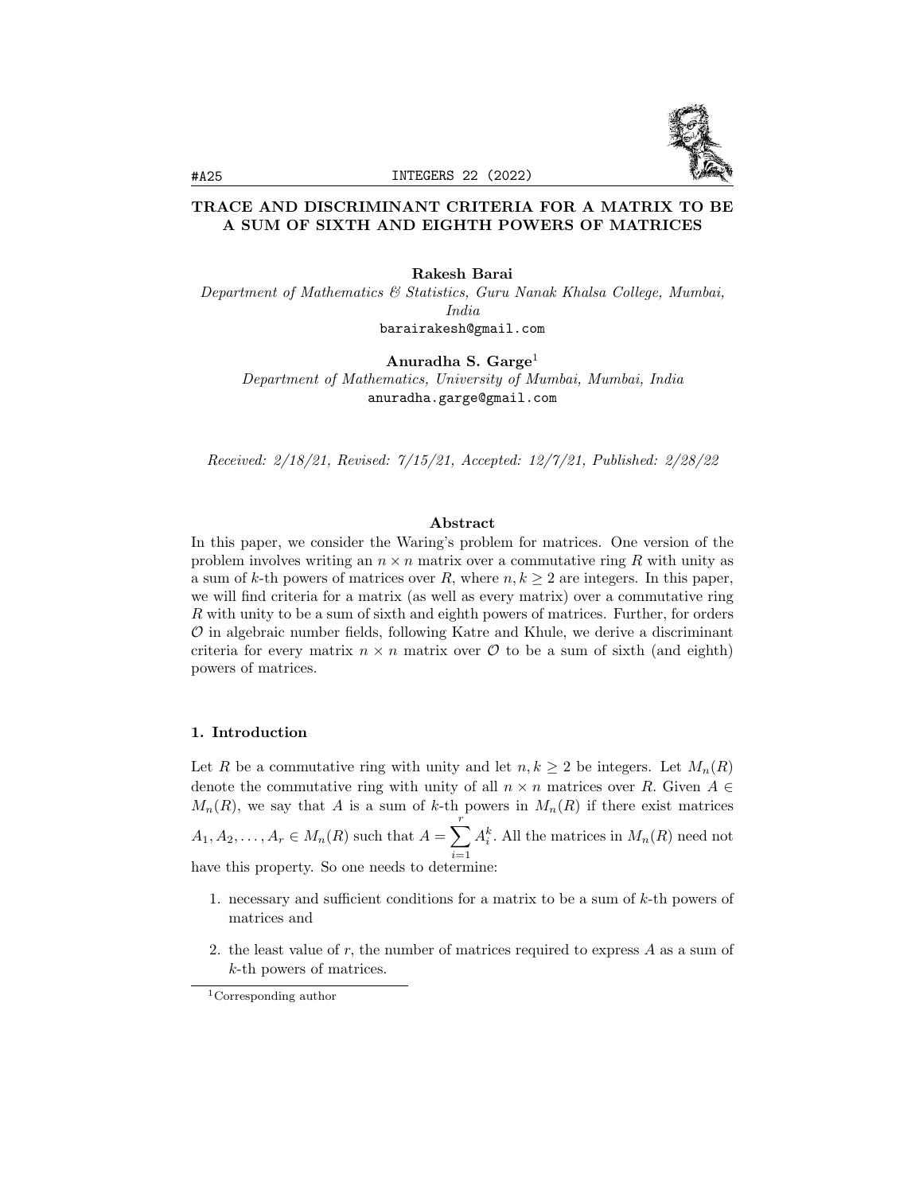# TRACE AND DISCRIMINANT CRITERIA FOR A MATRIX TO BE A SUM OF SIXTH AND EIGHTH POWERS OF MATRICES

**Rakesh Barai**
*Department of Mathematics & Statistics, Guru Nanak Khalsa College, Mumbai, India*
barairakesh@gmail.com

**Anuradha S. Garge**[1]
*Department of Mathematics, University of Mumbai, Mumbai, India*
anuradha.garge@gmail.com

*Received: 2/18/21, Revised: 7/15/21, Accepted: 12/7/21, Published: 2/28/22*

### Abstract

In this paper, we consider the Waring's problem for matrices. One version of the problem involves writing an $n \times n$ matrix over a commutative ring $R$ with unity as a sum of $k$-th powers of matrices over $R$, where $n, k \geq 2$ are integers. In this paper, we will find criteria for a matrix (as well as every matrix) over a commutative ring $R$ with unity to be a sum of sixth and eighth powers of matrices. Further, for orders $\mathcal{O}$ in algebraic number fields, following Katre and Khule, we derive a discriminant criteria for every matrix $n \times n$ matrix over $\mathcal{O}$ to be a sum of sixth (and eighth) powers of matrices.

## 1. Introduction

Let $R$ be a commutative ring with unity and let $n, k \geq 2$ be integers. Let $M_n(R)$ denote the commutative ring with unity of all $n \times n$ matrices over $R$. Given $A \in M_n(R)$, we say that $A$ is a sum of $k$-th powers in $M_n(R)$ if there exist matrices $A_1, A_2, \ldots, A_r \in M_n(R)$ such that $A = \sum_{i=1}^{r} A_i^k$. All the matrices in $M_n(R)$ need not have this property. So one needs to determine:

1. necessary and sufficient conditions for a matrix to be a sum of $k$-th powers of matrices and
2. the least value of $r$, the number of matrices required to express $A$ as a sum of $k$-th powers of matrices.

[1] Corresponding author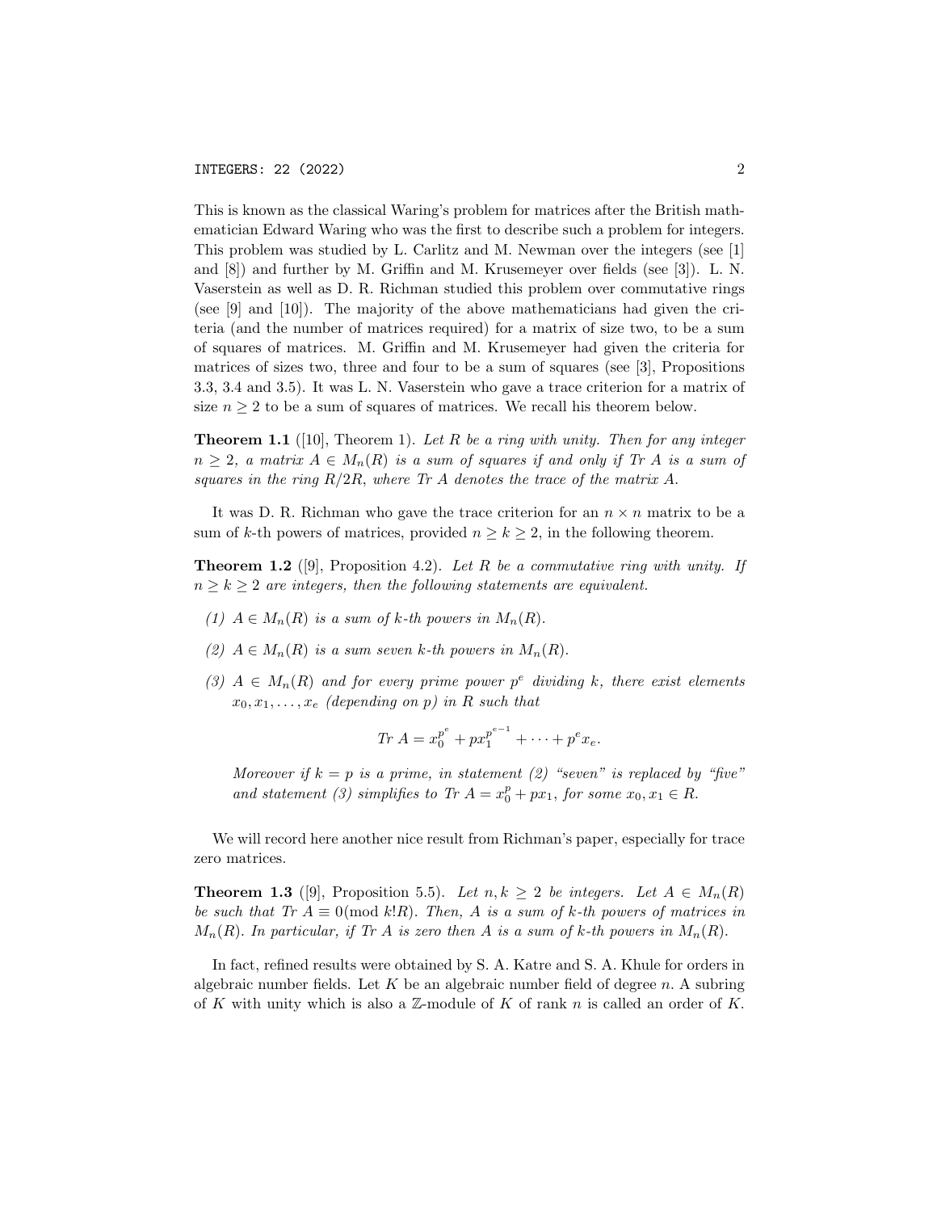This is known as the classical Waring's problem for matrices after the British mathematician Edward Waring who was the first to describe such a problem for integers. This problem was studied by L. Carlitz and M. Newman over the integers (see [1] and [8]) and further by M. Griffin and M. Krusemeyer over fields (see [3]). L. N. Vaserstein as well as D. R. Richman studied this problem over commutative rings (see [9] and [10]). The majority of the above mathematicians had given the criteria (and the number of matrices required) for a matrix of size two, to be a sum of squares of matrices. M. Griffin and M. Krusemeyer had given the criteria for matrices of sizes two, three and four to be a sum of squares (see [3], Propositions 3.3, 3.4 and 3.5). It was L. N. Vaserstein who gave a trace criterion for a matrix of size $n \geq 2$ to be a sum of squares of matrices. We recall his theorem below.

**Theorem 1.1** ([10], Theorem 1). *Let $R$ be a ring with unity. Then for any integer $n \geq 2$, a matrix $A \in M_n(R)$ is a sum of squares if and only if $Tr\ A$ is a sum of squares in the ring $R/2R$, where $Tr\ A$ denotes the trace of the matrix $A$.*

It was D. R. Richman who gave the trace criterion for an $n \times n$ matrix to be a sum of $k$-th powers of matrices, provided $n \geq k \geq 2$, in the following theorem.

**Theorem 1.2** ([9], Proposition 4.2). *Let $R$ be a commutative ring with unity. If $n \geq k \geq 2$ are integers, then the following statements are equivalent.*

*(1) $A \in M_n(R)$ is a sum of $k$-th powers in $M_n(R)$.*

*(2) $A \in M_n(R)$ is a sum seven $k$-th powers in $M_n(R)$.*

*(3) $A \in M_n(R)$ and for every prime power $p^e$ dividing $k$, there exist elements $x_0, x_1, \ldots, x_e$ (depending on $p$) in $R$ such that*

$$Tr\ A = x_0^{p^e} + p x_1^{p^{e-1}} + \cdots + p^e x_e.$$

*Moreover if $k = p$ is a prime, in statement (2) "seven" is replaced by "five" and statement (3) simplifies to $Tr\ A = x_0^p + p x_1$, for some $x_0, x_1 \in R$.*

We will record here another nice result from Richman's paper, especially for trace zero matrices.

**Theorem 1.3** ([9], Proposition 5.5). *Let $n, k \geq 2$ be integers. Let $A \in M_n(R)$ be such that $Tr\ A \equiv 0 (\mathrm{mod}\ k!R)$. Then, $A$ is a sum of $k$-th powers of matrices in $M_n(R)$. In particular, if $Tr\ A$ is zero then $A$ is a sum of $k$-th powers in $M_n(R)$.*

In fact, refined results were obtained by S. A. Katre and S. A. Khule for orders in algebraic number fields. Let $K$ be an algebraic number field of degree $n$. A subring of $K$ with unity which is also a $\mathbb{Z}$-module of $K$ of rank $n$ is called an order of $K$.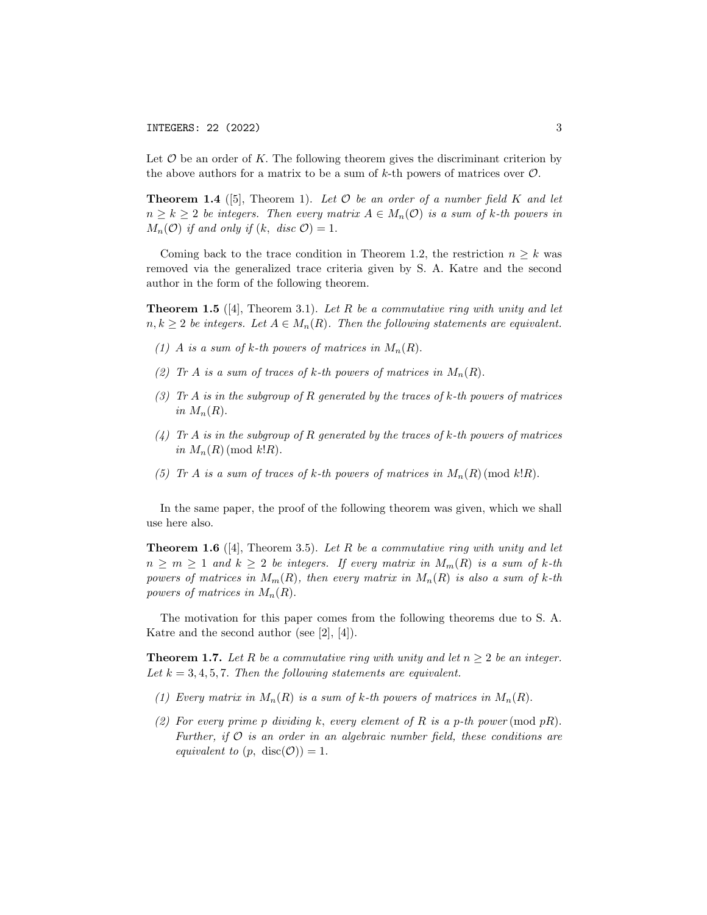Let $\mathcal{O}$ be an order of $K$. The following theorem gives the discriminant criterion by the above authors for a matrix to be a sum of $k$-th powers of matrices over $\mathcal{O}$.

**Theorem 1.4** ([5], Theorem 1). *Let $\mathcal{O}$ be an order of a number field $K$ and let $n \geq k \geq 2$ be integers. Then every matrix $A \in M_n(\mathcal{O})$ is a sum of $k$-th powers in $M_n(\mathcal{O})$ if and only if $(k,\ disc\ \mathcal{O}) = 1$.*

Coming back to the trace condition in Theorem 1.2, the restriction $n \geq k$ was removed via the generalized trace criteria given by S. A. Katre and the second author in the form of the following theorem.

**Theorem 1.5** ([4], Theorem 3.1). *Let $R$ be a commutative ring with unity and let $n, k \geq 2$ be integers. Let $A \in M_n(R)$. Then the following statements are equivalent.*

*(1) $A$ is a sum of $k$-th powers of matrices in $M_n(R)$.*

*(2) $Tr\ A$ is a sum of traces of $k$-th powers of matrices in $M_n(R)$.*

*(3) $Tr\ A$ is in the subgroup of $R$ generated by the traces of $k$-th powers of matrices in $M_n(R)$.*

*(4) $Tr\ A$ is in the subgroup of $R$ generated by the traces of $k$-th powers of matrices in $M_n(R) \pmod{k!R}$.*

*(5) $Tr\ A$ is a sum of traces of $k$-th powers of matrices in $M_n(R) \pmod{k!R}$.*

In the same paper, the proof of the following theorem was given, which we shall use here also.

**Theorem 1.6** ([4], Theorem 3.5). *Let $R$ be a commutative ring with unity and let $n \geq m \geq 1$ and $k \geq 2$ be integers. If every matrix in $M_m(R)$ is a sum of $k$-th powers of matrices in $M_m(R)$, then every matrix in $M_n(R)$ is also a sum of $k$-th powers of matrices in $M_n(R)$.*

The motivation for this paper comes from the following theorems due to S. A. Katre and the second author (see [2], [4]).

**Theorem 1.7.** *Let $R$ be a commutative ring with unity and let $n \geq 2$ be an integer. Let $k = 3, 4, 5, 7$. Then the following statements are equivalent.*

*(1) Every matrix in $M_n(R)$ is a sum of $k$-th powers of matrices in $M_n(R)$.*

*(2) For every prime $p$ dividing $k$, every element of $R$ is a $p$-th power $\pmod{pR}$. Further, if $\mathcal{O}$ is an order in an algebraic number field, these conditions are equivalent to $(p,\ \mathrm{disc}(\mathcal{O})) = 1$.*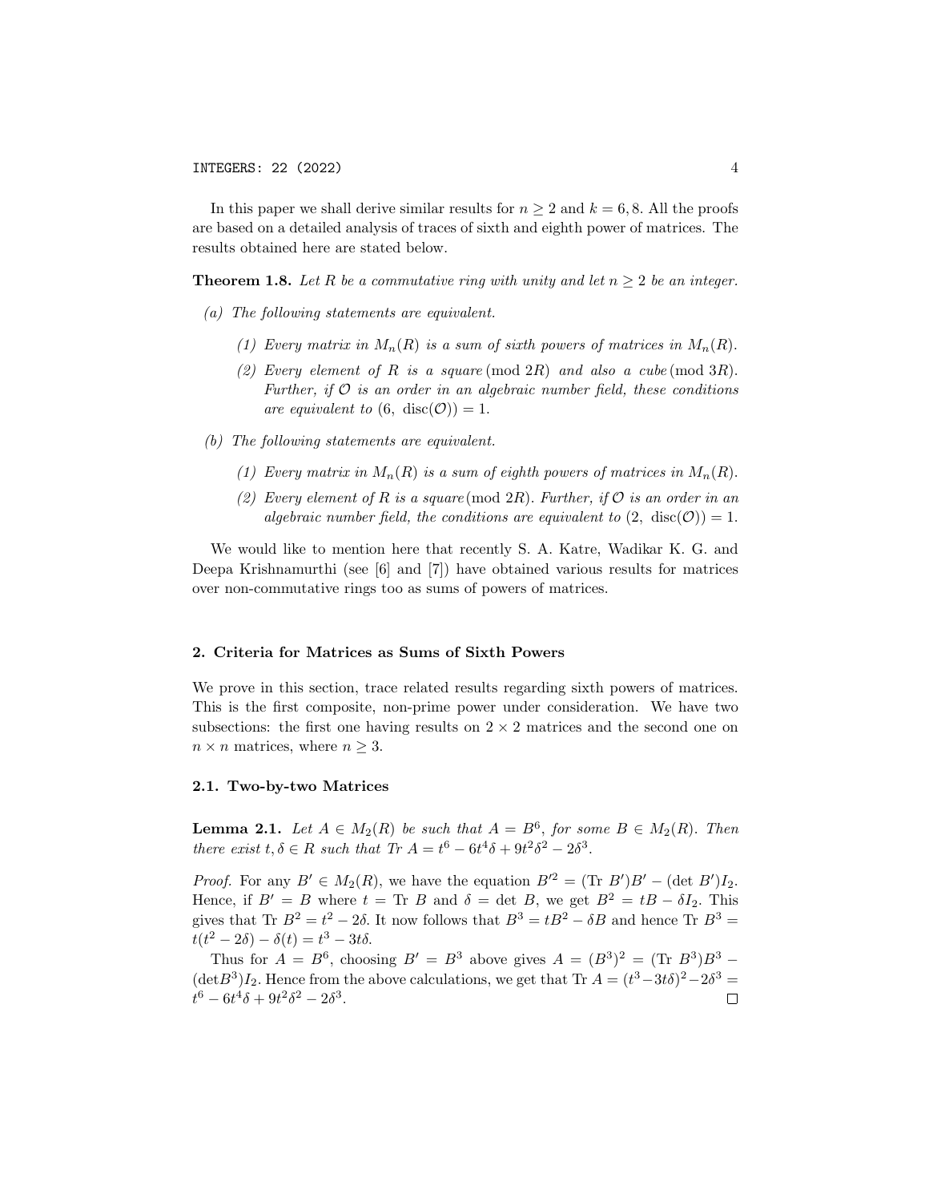In this paper we shall derive similar results for $n \geq 2$ and $k = 6, 8$. All the proofs are based on a detailed analysis of traces of sixth and eighth power of matrices. The results obtained here are stated below.

**Theorem 1.8.** *Let $R$ be a commutative ring with unity and let $n \geq 2$ be an integer.*

- *(a) The following statements are equivalent.*
  - *(1) Every matrix in $M_n(R)$ is a sum of sixth powers of matrices in $M_n(R)$.*
  - *(2) Every element of $R$ is a square $(\text{mod } 2R)$ and also a cube $(\text{mod } 3R)$. Further, if $\mathcal{O}$ is an order in an algebraic number field, these conditions are equivalent to $(6, \ \text{disc}(\mathcal{O})) = 1$.*
- *(b) The following statements are equivalent.*
  - *(1) Every matrix in $M_n(R)$ is a sum of eighth powers of matrices in $M_n(R)$.*
  - *(2) Every element of $R$ is a square $(\text{mod } 2R)$. Further, if $\mathcal{O}$ is an order in an algebraic number field, the conditions are equivalent to $(2, \ \text{disc}(\mathcal{O})) = 1$.*

We would like to mention here that recently S. A. Katre, Wadikar K. G. and Deepa Krishnamurthi (see [6] and [7]) have obtained various results for matrices over non-commutative rings too as sums of powers of matrices.

## 2. Criteria for Matrices as Sums of Sixth Powers

We prove in this section, trace related results regarding sixth powers of matrices. This is the first composite, non-prime power under consideration. We have two subsections: the first one having results on $2 \times 2$ matrices and the second one on $n \times n$ matrices, where $n \geq 3$.

### 2.1. Two-by-two Matrices

**Lemma 2.1.** *Let $A \in M_2(R)$ be such that $A = B^6$, for some $B \in M_2(R)$. Then there exist $t, \delta \in R$ such that $Tr\ A = t^6 - 6t^4\delta + 9t^2\delta^2 - 2\delta^3$.*

*Proof.* For any $B' \in M_2(R)$, we have the equation $B'^2 = (\text{Tr } B')B' - (\det B')I_2$. Hence, if $B' = B$ where $t = \text{Tr } B$ and $\delta = \det B$, we get $B^2 = tB - \delta I_2$. This gives that $\text{Tr } B^2 = t^2 - 2\delta$. It now follows that $B^3 = tB^2 - \delta B$ and hence $\text{Tr } B^3 = t(t^2 - 2\delta) - \delta(t) = t^3 - 3t\delta$.

Thus for $A = B^6$, choosing $B' = B^3$ above gives $A = (B^3)^2 = (\text{Tr } B^3)B^3 - (\det B^3)I_2$. Hence from the above calculations, we get that $\text{Tr } A = (t^3 - 3t\delta)^2 - 2\delta^3 = t^6 - 6t^4\delta + 9t^2\delta^2 - 2\delta^3$. $\square$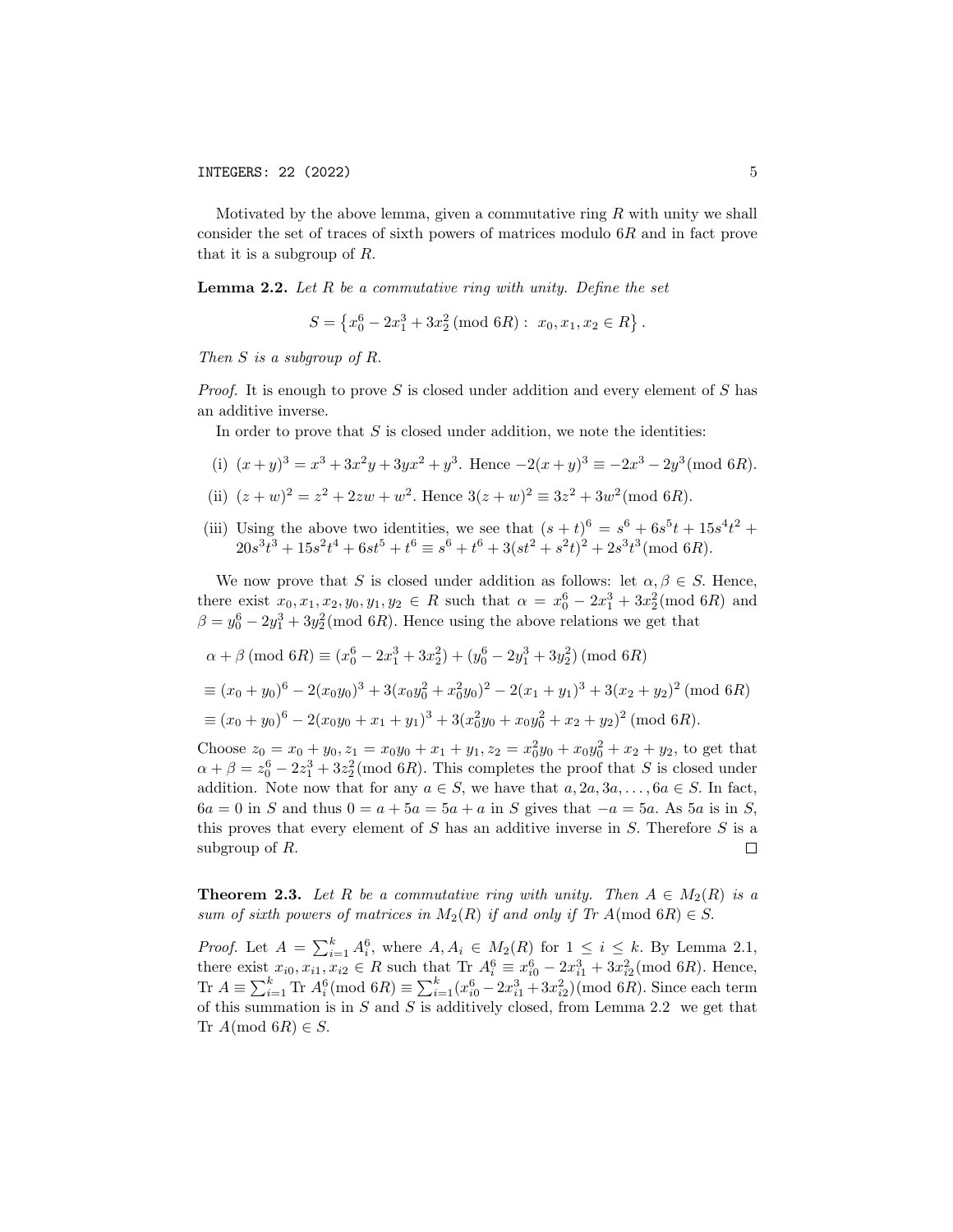Motivated by the above lemma, given a commutative ring $R$ with unity we shall consider the set of traces of sixth powers of matrices modulo $6R$ and in fact prove that it is a subgroup of $R$.

**Lemma 2.2.** *Let $R$ be a commutative ring with unity. Define the set*

$$S = \left\{ x_0^6 - 2x_1^3 + 3x_2^2 \,(\text{mod } 6R) : \; x_0, x_1, x_2 \in R \right\}.$$

*Then $S$ is a subgroup of $R$.*

*Proof.* It is enough to prove $S$ is closed under addition and every element of $S$ has an additive inverse.

In order to prove that $S$ is closed under addition, we note the identities:

(i) $(x+y)^3 = x^3 + 3x^2y + 3yx^2 + y^3$. Hence $-2(x+y)^3 \equiv -2x^3 - 2y^3 (\text{mod } 6R)$.

(ii) $(z+w)^2 = z^2 + 2zw + w^2$. Hence $3(z+w)^2 \equiv 3z^2 + 3w^2 (\text{mod } 6R)$.

(iii) Using the above two identities, we see that $(s+t)^6 = s^6 + 6s^5t + 15s^4t^2 + 20s^3t^3 + 15s^2t^4 + 6st^5 + t^6 \equiv s^6 + t^6 + 3(st^2 + s^2t)^2 + 2s^3t^3 (\text{mod } 6R)$.

We now prove that $S$ is closed under addition as follows: let $\alpha, \beta \in S$. Hence, there exist $x_0, x_1, x_2, y_0, y_1, y_2 \in R$ such that $\alpha = x_0^6 - 2x_1^3 + 3x_2^2 (\text{mod } 6R)$ and $\beta = y_0^6 - 2y_1^3 + 3y_2^2 (\text{mod } 6R)$. Hence using the above relations we get that

$$\alpha + \beta \,(\text{mod } 6R) \equiv (x_0^6 - 2x_1^3 + 3x_2^2) + (y_0^6 - 2y_1^3 + 3y_2^2) \,(\text{mod } 6R)$$

$$\equiv (x_0 + y_0)^6 - 2(x_0y_0)^3 + 3(x_0y_0^2 + x_0^2y_0)^2 - 2(x_1 + y_1)^3 + 3(x_2 + y_2)^2 \,(\text{mod } 6R)$$

$$\equiv (x_0 + y_0)^6 - 2(x_0y_0 + x_1 + y_1)^3 + 3(x_0^2y_0 + x_0y_0^2 + x_2 + y_2)^2 \,(\text{mod } 6R).$$

Choose $z_0 = x_0 + y_0, z_1 = x_0y_0 + x_1 + y_1, z_2 = x_0^2y_0 + x_0y_0^2 + x_2 + y_2$, to get that $\alpha + \beta = z_0^6 - 2z_1^3 + 3z_2^2 (\text{mod } 6R)$. This completes the proof that $S$ is closed under addition. Note now that for any $a \in S$, we have that $a, 2a, 3a, \ldots, 6a \in S$. In fact, $6a = 0$ in $S$ and thus $0 = a + 5a = 5a + a$ in $S$ gives that $-a = 5a$. As $5a$ is in $S$, this proves that every element of $S$ has an additive inverse in $S$. Therefore $S$ is a subgroup of $R$. $\square$

**Theorem 2.3.** *Let $R$ be a commutative ring with unity. Then $A \in M_2(R)$ is a sum of sixth powers of matrices in $M_2(R)$ if and only if $Tr\ A (\text{mod } 6R) \in S$.*

*Proof.* Let $A = \sum_{i=1}^{k} A_i^6$, where $A, A_i \in M_2(R)$ for $1 \le i \le k$. By Lemma 2.1, there exist $x_{i0}, x_{i1}, x_{i2} \in R$ such that $\text{Tr } A_i^6 \equiv x_{i0}^6 - 2x_{i1}^3 + 3x_{i2}^2 (\text{mod } 6R)$. Hence, $\text{Tr } A \equiv \sum_{i=1}^{k} \text{Tr } A_i^6 (\text{mod } 6R) \equiv \sum_{i=1}^{k} (x_{i0}^6 - 2x_{i1}^3 + 3x_{i2}^2) (\text{mod } 6R)$. Since each term of this summation is in $S$ and $S$ is additively closed, from Lemma 2.2 we get that $\text{Tr } A (\text{mod } 6R) \in S$.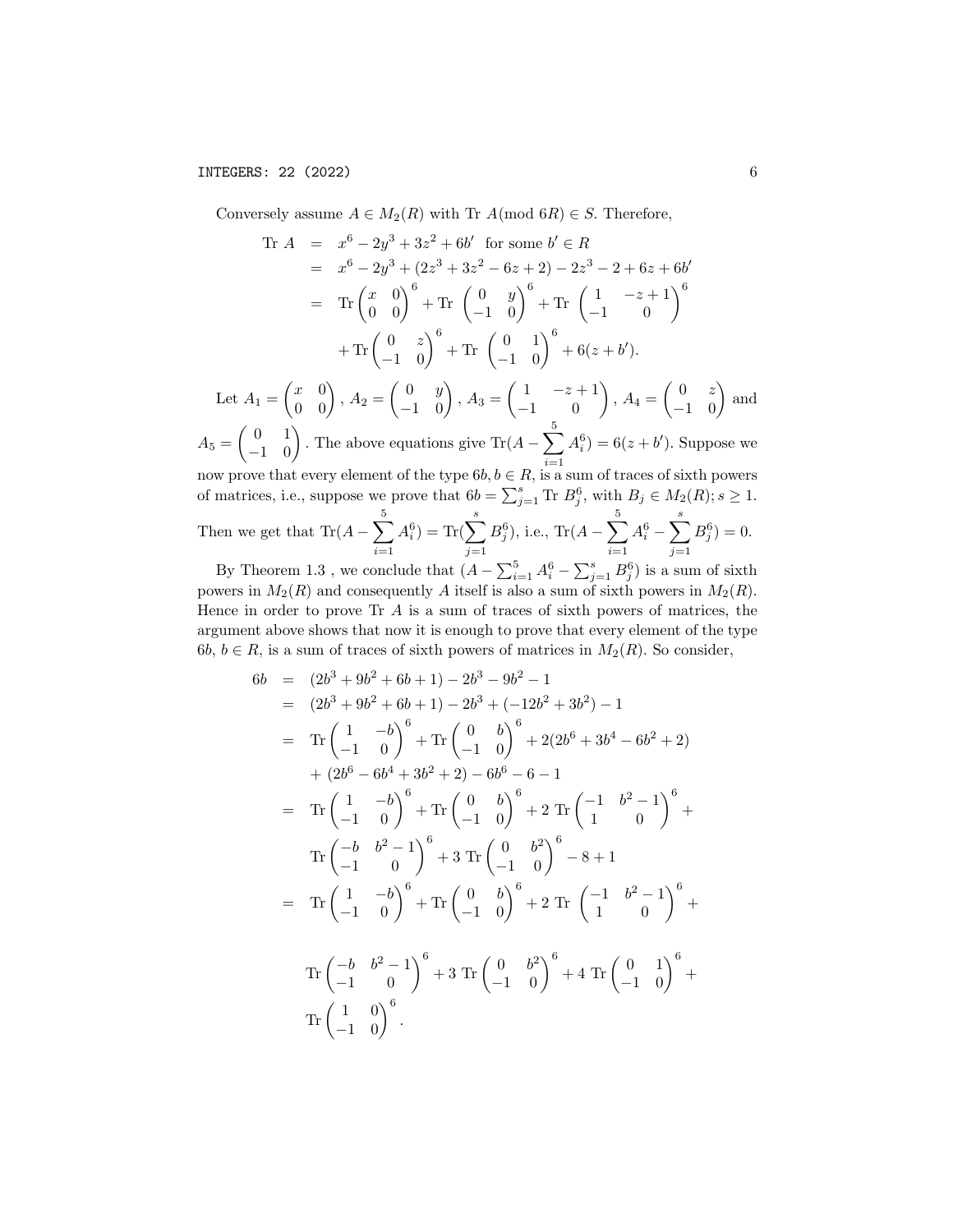Conversely assume $A \in M_2(R)$ with Tr $A(\text{mod } 6R) \in S$. Therefore,

$$
\begin{aligned}
\text{Tr } A &= x^6 - 2y^3 + 3z^2 + 6b' \text{ for some } b' \in R \\
&= x^6 - 2y^3 + (2z^3 + 3z^2 - 6z + 2) - 2z^3 - 2 + 6z + 6b' \\
&= \text{Tr}\begin{pmatrix} x & 0 \\ 0 & 0 \end{pmatrix}^6 + \text{Tr}\begin{pmatrix} 0 & y \\ -1 & 0 \end{pmatrix}^6 + \text{Tr}\begin{pmatrix} 1 & -z+1 \\ -1 & 0 \end{pmatrix}^6 \\
&\quad + \text{Tr}\begin{pmatrix} 0 & z \\ -1 & 0 \end{pmatrix}^6 + \text{Tr}\begin{pmatrix} 0 & 1 \\ -1 & 0 \end{pmatrix}^6 + 6(z + b').
\end{aligned}
$$

Let $A_1 = \begin{pmatrix} x & 0 \\ 0 & 0 \end{pmatrix}$, $A_2 = \begin{pmatrix} 0 & y \\ -1 & 0 \end{pmatrix}$, $A_3 = \begin{pmatrix} 1 & -z+1 \\ -1 & 0 \end{pmatrix}$, $A_4 = \begin{pmatrix} 0 & z \\ -1 & 0 \end{pmatrix}$ and $A_5 = \begin{pmatrix} 0 & 1 \\ -1 & 0 \end{pmatrix}$. The above equations give $\text{Tr}(A - \sum_{i=1}^{5} A_i^6) = 6(z + b')$. Suppose we now prove that every element of the type $6b, b \in R$, is a sum of traces of sixth powers of matrices, i.e., suppose we prove that $6b = \sum_{j=1}^{s} \text{Tr } B_j^6$, with $B_j \in M_2(R); s \geq 1$. Then we get that $\text{Tr}(A - \sum_{i=1}^{5} A_i^6) = \text{Tr}(\sum_{j=1}^{s} B_j^6)$, i.e., $\text{Tr}(A - \sum_{i=1}^{5} A_i^6 - \sum_{j=1}^{s} B_j^6) = 0$.

By Theorem 1.3 , we conclude that $(A - \sum_{i=1}^{5} A_i^6 - \sum_{j=1}^{s} B_j^6)$ is a sum of sixth powers in $M_2(R)$ and consequently $A$ itself is also a sum of sixth powers in $M_2(R)$. Hence in order to prove Tr $A$ is a sum of traces of sixth powers of matrices, the argument above shows that now it is enough to prove that every element of the type $6b$, $b \in R$, is a sum of traces of sixth powers of matrices in $M_2(R)$. So consider,

$$
\begin{aligned}
6b &= (2b^3 + 9b^2 + 6b + 1) - 2b^3 - 9b^2 - 1 \\
&= (2b^3 + 9b^2 + 6b + 1) - 2b^3 + (-12b^2 + 3b^2) - 1 \\
&= \text{Tr}\begin{pmatrix} 1 & -b \\ -1 & 0 \end{pmatrix}^6 + \text{Tr}\begin{pmatrix} 0 & b \\ -1 & 0 \end{pmatrix}^6 + 2(2b^6 + 3b^4 - 6b^2 + 2) \\
&\quad + (2b^6 - 6b^4 + 3b^2 + 2) - 6b^6 - 6 - 1 \\
&= \text{Tr}\begin{pmatrix} 1 & -b \\ -1 & 0 \end{pmatrix}^6 + \text{Tr}\begin{pmatrix} 0 & b \\ -1 & 0 \end{pmatrix}^6 + 2 \text{ Tr}\begin{pmatrix} -1 & b^2 - 1 \\ 1 & 0 \end{pmatrix}^6 + \\
&\quad \text{Tr}\begin{pmatrix} -b & b^2 - 1 \\ -1 & 0 \end{pmatrix}^6 + 3 \text{ Tr}\begin{pmatrix} 0 & b^2 \\ -1 & 0 \end{pmatrix}^6 - 8 + 1 \\
&= \text{Tr}\begin{pmatrix} 1 & -b \\ -1 & 0 \end{pmatrix}^6 + \text{Tr}\begin{pmatrix} 0 & b \\ -1 & 0 \end{pmatrix}^6 + 2 \text{ Tr}\begin{pmatrix} -1 & b^2 - 1 \\ 1 & 0 \end{pmatrix}^6 + \\
&\quad \text{Tr}\begin{pmatrix} -b & b^2 - 1 \\ -1 & 0 \end{pmatrix}^6 + 3 \text{ Tr}\begin{pmatrix} 0 & b^2 \\ -1 & 0 \end{pmatrix}^6 + 4 \text{ Tr}\begin{pmatrix} 0 & 1 \\ -1 & 0 \end{pmatrix}^6 + \\
&\quad \text{Tr}\begin{pmatrix} 1 & 0 \\ -1 & 0 \end{pmatrix}^6 .
\end{aligned}
$$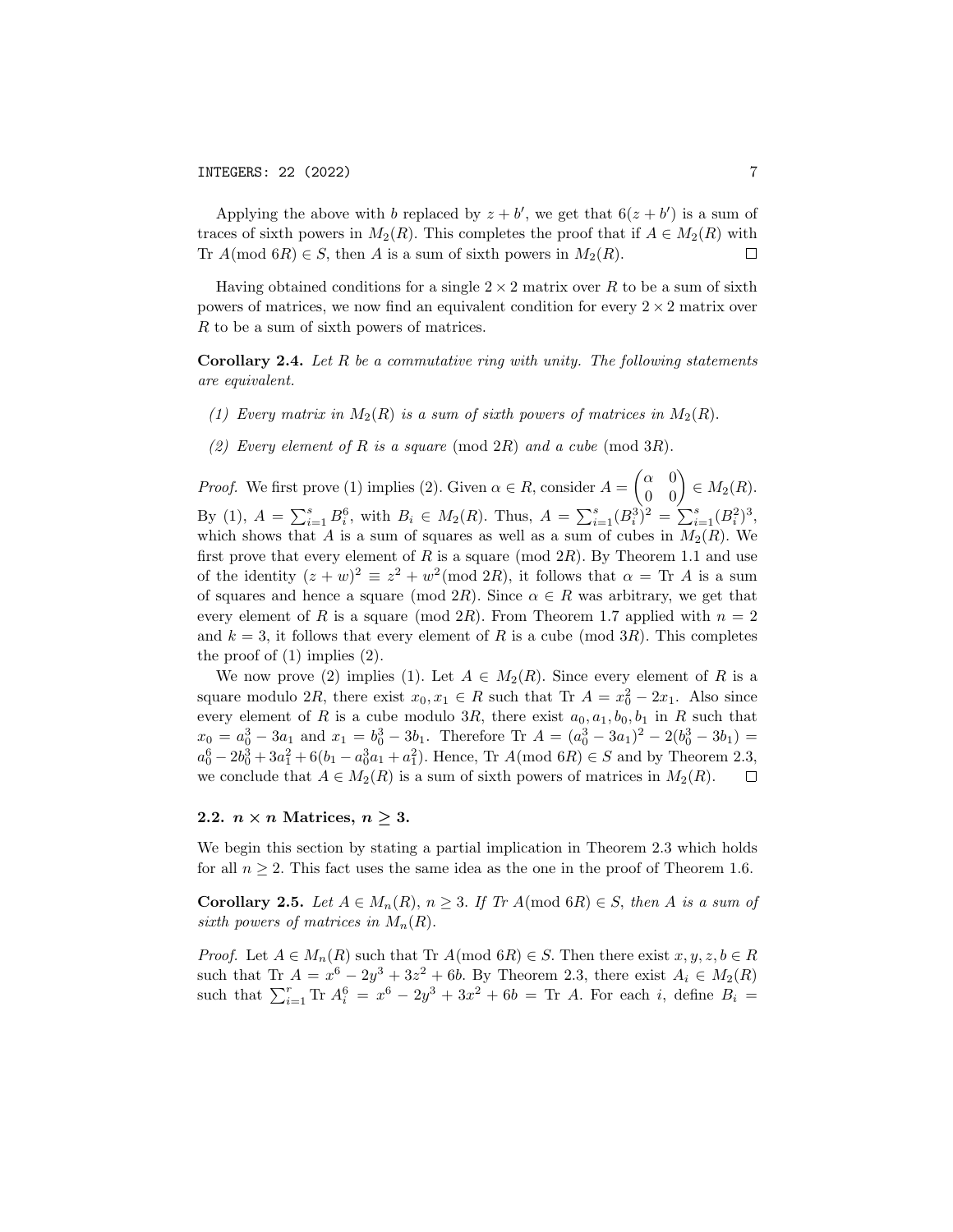Applying the above with $b$ replaced by $z + b'$, we get that $6(z + b')$ is a sum of traces of sixth powers in $M_2(R)$. This completes the proof that if $A \in M_2(R)$ with $\text{Tr } A (\text{mod } 6R) \in S$, then $A$ is a sum of sixth powers in $M_2(R)$. $\square$

Having obtained conditions for a single $2 \times 2$ matrix over $R$ to be a sum of sixth powers of matrices, we now find an equivalent condition for every $2 \times 2$ matrix over $R$ to be a sum of sixth powers of matrices.

**Corollary 2.4.** *Let $R$ be a commutative ring with unity. The following statements are equivalent.*

*(1) Every matrix in $M_2(R)$ is a sum of sixth powers of matrices in $M_2(R)$.*

*(2) Every element of $R$ is a square $(\text{mod } 2R)$ and a cube $(\text{mod } 3R)$.*

*Proof.* We first prove (1) implies (2). Given $\alpha \in R$, consider $A = \begin{pmatrix} \alpha & 0 \\ 0 & 0 \end{pmatrix} \in M_2(R)$. By (1), $A = \sum_{i=1}^{s} B_i^6$, with $B_i \in M_2(R)$. Thus, $A = \sum_{i=1}^{s} (B_i^3)^2 = \sum_{i=1}^{s} (B_i^2)^3$, which shows that $A$ is a sum of squares as well as a sum of cubes in $M_2(R)$. We first prove that every element of $R$ is a square $(\text{mod } 2R)$. By Theorem 1.1 and use of the identity $(z + w)^2 \equiv z^2 + w^2 (\text{mod } 2R)$, it follows that $\alpha = \text{Tr } A$ is a sum of squares and hence a square $(\text{mod } 2R)$. Since $\alpha \in R$ was arbitrary, we get that every element of $R$ is a square $(\text{mod } 2R)$. From Theorem 1.7 applied with $n = 2$ and $k = 3$, it follows that every element of $R$ is a cube $(\text{mod } 3R)$. This completes the proof of (1) implies (2).

We now prove (2) implies (1). Let $A \in M_2(R)$. Since every element of $R$ is a square modulo $2R$, there exist $x_0, x_1 \in R$ such that $\text{Tr } A = x_0^2 - 2x_1$. Also since every element of $R$ is a cube modulo $3R$, there exist $a_0, a_1, b_0, b_1$ in $R$ such that $x_0 = a_0^3 - 3a_1$ and $x_1 = b_0^3 - 3b_1$. Therefore $\text{Tr } A = (a_0^3 - 3a_1)^2 - 2(b_0^3 - 3b_1) = a_0^6 - 2b_0^3 + 3a_1^2 + 6(b_1 - a_0^3 a_1 + a_1^2)$. Hence, $\text{Tr } A (\text{mod } 6R) \in S$ and by Theorem 2.3, we conclude that $A \in M_2(R)$ is a sum of sixth powers of matrices in $M_2(R)$. $\square$

### 2.2. $n \times n$ Matrices, $n \geq 3$.

We begin this section by stating a partial implication in Theorem 2.3 which holds for all $n \geq 2$. This fact uses the same idea as the one in the proof of Theorem 1.6.

**Corollary 2.5.** *Let $A \in M_n(R)$, $n \geq 3$. If $\text{Tr } A (\text{mod } 6R) \in S$, then $A$ is a sum of sixth powers of matrices in $M_n(R)$.*

*Proof.* Let $A \in M_n(R)$ such that $\text{Tr } A (\text{mod } 6R) \in S$. Then there exist $x, y, z, b \in R$ such that $\text{Tr } A = x^6 - 2y^3 + 3z^2 + 6b$. By Theorem 2.3, there exist $A_i \in M_2(R)$ such that $\sum_{i=1}^{r} \text{Tr } A_i^6 = x^6 - 2y^3 + 3x^2 + 6b = \text{Tr } A$. For each $i$, define $B_i =$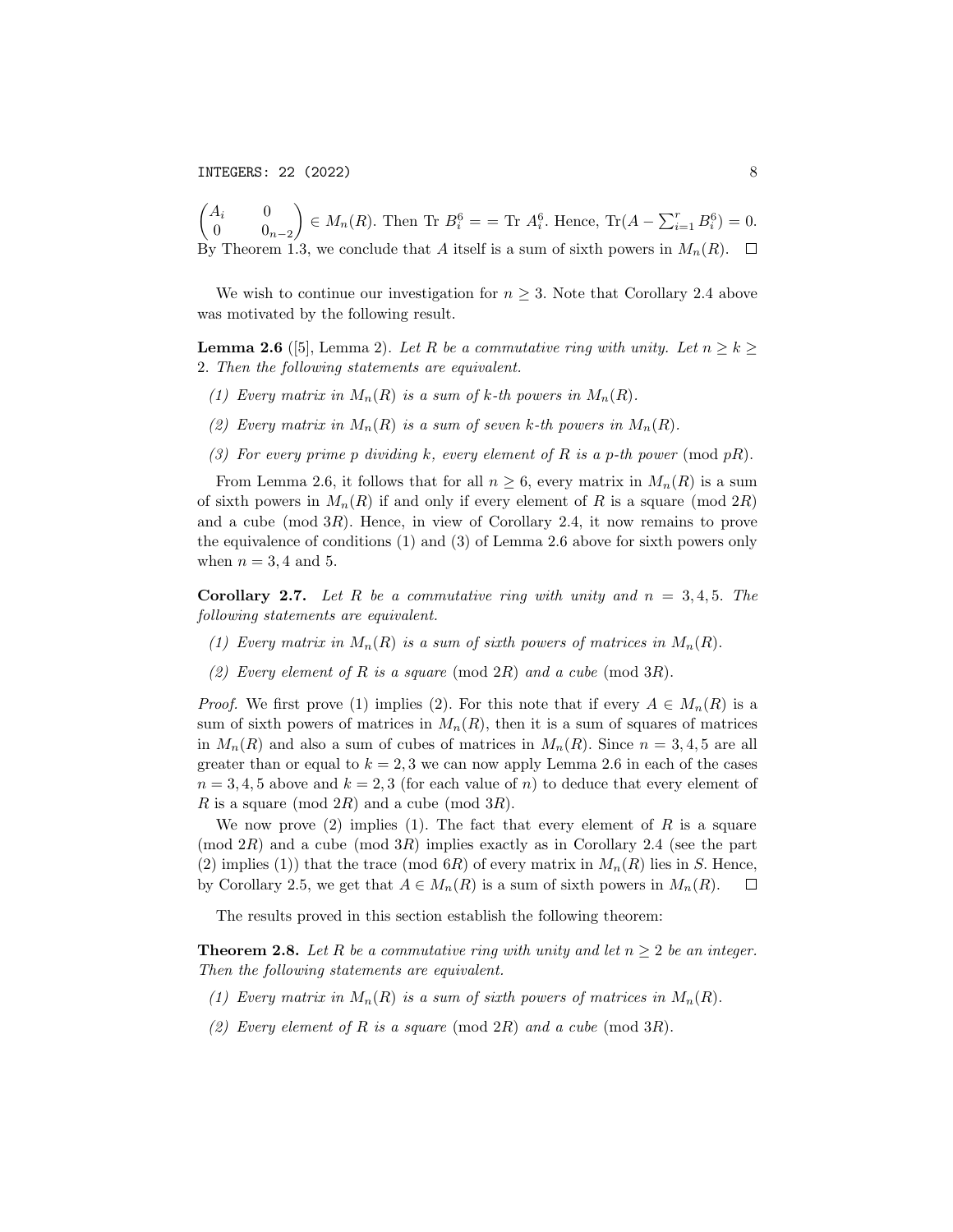$\begin{pmatrix} A_i & 0 \\ 0 & 0_{n-2} \end{pmatrix} \in M_n(R)$. Then Tr $B_i^6 = =$ Tr $A_i^6$. Hence, $\text{Tr}(A - \sum_{i=1}^r B_i^6) = 0$. By Theorem 1.3, we conclude that $A$ itself is a sum of sixth powers in $M_n(R)$. $\square$

We wish to continue our investigation for $n \geq 3$. Note that Corollary 2.4 above was motivated by the following result.

**Lemma 2.6** ([5], Lemma 2). *Let $R$ be a commutative ring with unity. Let $n \geq k \geq 2$. Then the following statements are equivalent.*

*(1) Every matrix in $M_n(R)$ is a sum of $k$-th powers in $M_n(R)$.*

*(2) Every matrix in $M_n(R)$ is a sum of seven $k$-th powers in $M_n(R)$.*

*(3) For every prime $p$ dividing $k$, every element of $R$ is a $p$-th power* (mod $pR$).

From Lemma 2.6, it follows that for all $n \geq 6$, every matrix in $M_n(R)$ is a sum of sixth powers in $M_n(R)$ if and only if every element of $R$ is a square (mod $2R$) and a cube (mod $3R$). Hence, in view of Corollary 2.4, it now remains to prove the equivalence of conditions (1) and (3) of Lemma 2.6 above for sixth powers only when $n = 3, 4$ and 5.

**Corollary 2.7.** *Let $R$ be a commutative ring with unity and $n = 3, 4, 5$. The following statements are equivalent.*

*(1) Every matrix in $M_n(R)$ is a sum of sixth powers of matrices in $M_n(R)$.*

*(2) Every element of $R$ is a square* (mod $2R$) *and a cube* (mod $3R$).

*Proof.* We first prove (1) implies (2). For this note that if every $A \in M_n(R)$ is a sum of sixth powers of matrices in $M_n(R)$, then it is a sum of squares of matrices in $M_n(R)$ and also a sum of cubes of matrices in $M_n(R)$. Since $n = 3, 4, 5$ are all greater than or equal to $k = 2, 3$ we can now apply Lemma 2.6 in each of the cases $n = 3, 4, 5$ above and $k = 2, 3$ (for each value of $n$) to deduce that every element of $R$ is a square (mod $2R$) and a cube (mod $3R$).

We now prove (2) implies (1). The fact that every element of $R$ is a square (mod $2R$) and a cube (mod $3R$) implies exactly as in Corollary 2.4 (see the part (2) implies (1)) that the trace (mod $6R$) of every matrix in $M_n(R)$ lies in $S$. Hence, by Corollary 2.5, we get that $A \in M_n(R)$ is a sum of sixth powers in $M_n(R)$. $\square$

The results proved in this section establish the following theorem:

**Theorem 2.8.** *Let $R$ be a commutative ring with unity and let $n \geq 2$ be an integer. Then the following statements are equivalent.*

*(1) Every matrix in $M_n(R)$ is a sum of sixth powers of matrices in $M_n(R)$.*

*(2) Every element of $R$ is a square* (mod $2R$) *and a cube* (mod $3R$).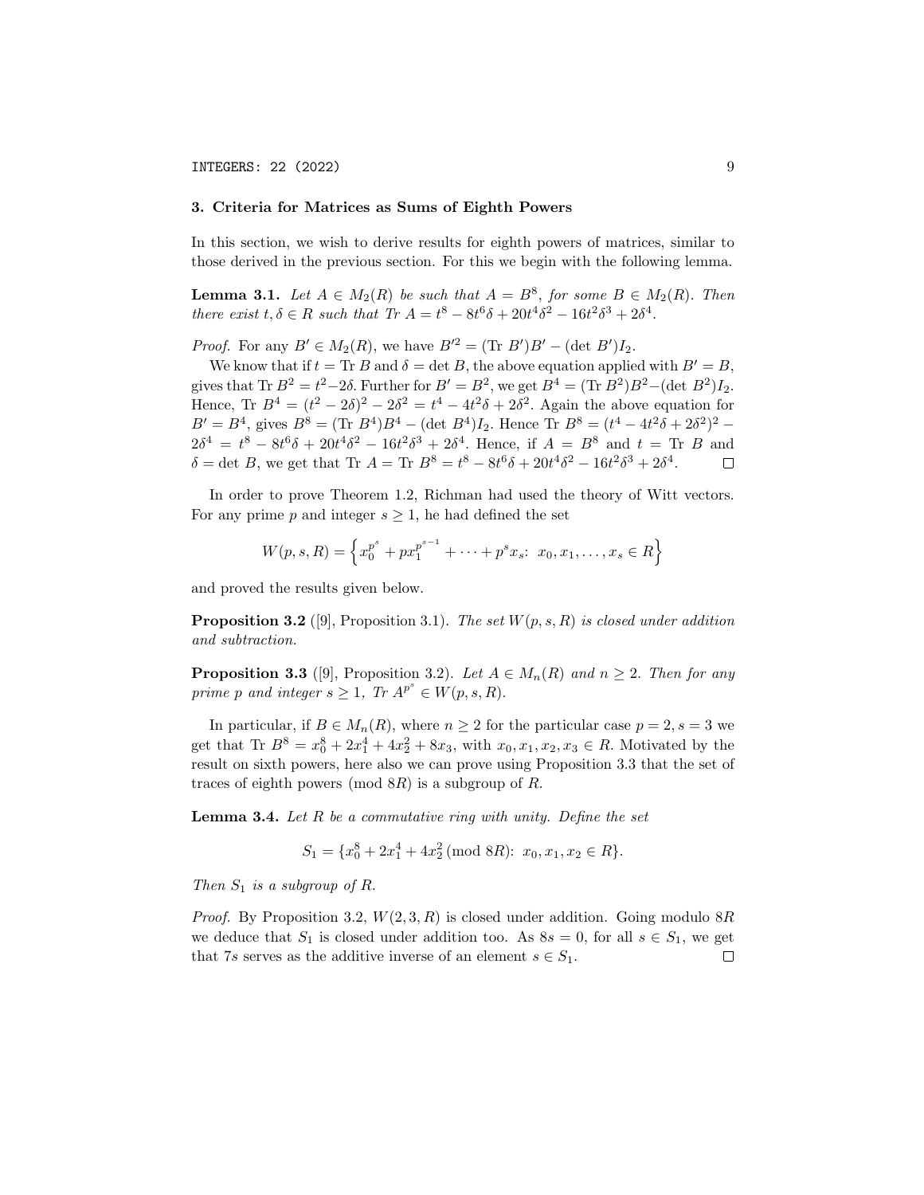## 3. Criteria for Matrices as Sums of Eighth Powers

In this section, we wish to derive results for eighth powers of matrices, similar to those derived in the previous section. For this we begin with the following lemma.

**Lemma 3.1.** *Let $A \in M_2(R)$ be such that $A = B^8$, for some $B \in M_2(R)$. Then there exist $t, \delta \in R$ such that $Tr\ A = t^8 - 8t^6\delta + 20t^4\delta^2 - 16t^2\delta^3 + 2\delta^4$.*

*Proof.* For any $B' \in M_2(R)$, we have $B'^2 = (\text{Tr } B')B' - (\det B')I_2$.

We know that if $t = \text{Tr } B$ and $\delta = \det B$, the above equation applied with $B' = B$, gives that $\text{Tr } B^2 = t^2 - 2\delta$. Further for $B' = B^2$, we get $B^4 = (\text{Tr } B^2)B^2 - (\det B^2)I_2$. Hence, $\text{Tr } B^4 = (t^2 - 2\delta)^2 - 2\delta^2 = t^4 - 4t^2\delta + 2\delta^2$. Again the above equation for $B' = B^4$, gives $B^8 = (\text{Tr } B^4)B^4 - (\det B^4)I_2$. Hence $\text{Tr } B^8 = (t^4 - 4t^2\delta + 2\delta^2)^2 - 2\delta^4 = t^8 - 8t^6\delta + 20t^4\delta^2 - 16t^2\delta^3 + 2\delta^4$. Hence, if $A = B^8$ and $t = \text{Tr } B$ and $\delta = \det B$, we get that $\text{Tr } A = \text{Tr } B^8 = t^8 - 8t^6\delta + 20t^4\delta^2 - 16t^2\delta^3 + 2\delta^4$. $\square$

In order to prove Theorem 1.2, Richman had used the theory of Witt vectors. For any prime $p$ and integer $s \geq 1$, he had defined the set

$$W(p, s, R) = \left\{ x_0^{p^s} + px_1^{p^{s-1}} + \cdots + p^s x_s \colon\ x_0, x_1, \ldots, x_s \in R \right\}$$

and proved the results given below.

**Proposition 3.2** ([9], Proposition 3.1). *The set $W(p, s, R)$ is closed under addition and subtraction.*

**Proposition 3.3** ([9], Proposition 3.2). *Let $A \in M_n(R)$ and $n \geq 2$. Then for any prime $p$ and integer $s \geq 1$, $Tr\ A^{p^s} \in W(p, s, R)$.*

In particular, if $B \in M_n(R)$, where $n \geq 2$ for the particular case $p = 2, s = 3$ we get that $\text{Tr } B^8 = x_0^8 + 2x_1^4 + 4x_2^2 + 8x_3$, with $x_0, x_1, x_2, x_3 \in R$. Motivated by the result on sixth powers, here also we can prove using Proposition 3.3 that the set of traces of eighth powers (mod $8R$) is a subgroup of $R$.

**Lemma 3.4.** *Let $R$ be a commutative ring with unity. Define the set*

$$S_1 = \{x_0^8 + 2x_1^4 + 4x_2^2 \pmod{8R} \colon\ x_0, x_1, x_2 \in R\}.$$

*Then $S_1$ is a subgroup of $R$.*

*Proof.* By Proposition 3.2, $W(2, 3, R)$ is closed under addition. Going modulo $8R$ we deduce that $S_1$ is closed under addition too. As $8s = 0$, for all $s \in S_1$, we get that $7s$ serves as the additive inverse of an element $s \in S_1$. $\square$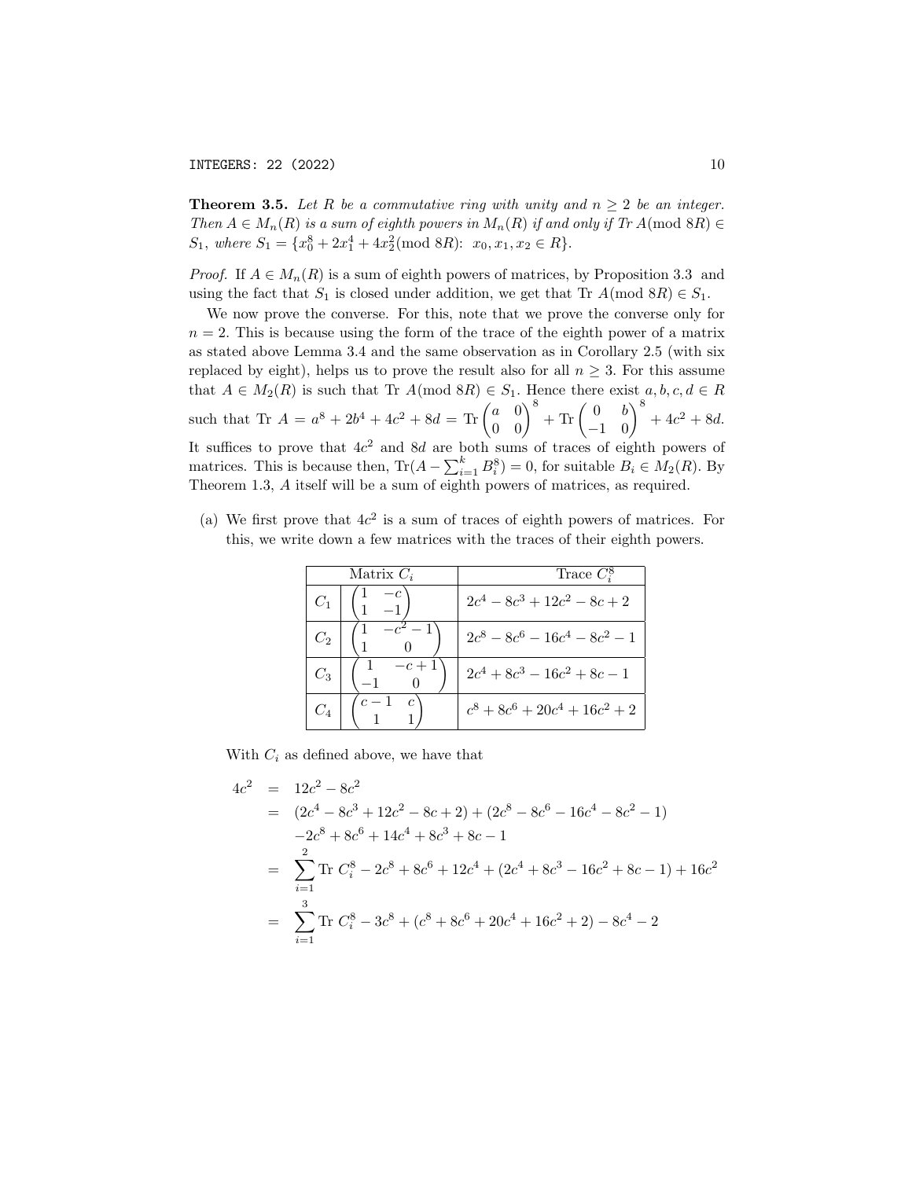**Theorem 3.5.** *Let $R$ be a commutative ring with unity and $n \geq 2$ be an integer. Then $A \in M_n(R)$ is a sum of eighth powers in $M_n(R)$ if and only if Tr $A(\bmod\ 8R) \in S_1$, where $S_1 = \{x_0^8 + 2x_1^4 + 4x_2^2(\bmod\ 8R)\colon\ x_0, x_1, x_2 \in R\}$.*

*Proof.* If $A \in M_n(R)$ is a sum of eighth powers of matrices, by Proposition 3.3 and using the fact that $S_1$ is closed under addition, we get that Tr $A(\bmod\ 8R) \in S_1$.

We now prove the converse. For this, note that we prove the converse only for $n = 2$. This is because using the form of the trace of the eighth power of a matrix as stated above Lemma 3.4 and the same observation as in Corollary 2.5 (with six replaced by eight), helps us to prove the result also for all $n \geq 3$. For this assume that $A \in M_2(R)$ is such that Tr $A(\bmod\ 8R) \in S_1$. Hence there exist $a, b, c, d \in R$ such that Tr $A = a^8 + 2b^4 + 4c^2 + 8d = \text{Tr}\begin{pmatrix} a & 0 \\ 0 & 0 \end{pmatrix}^8 + \text{Tr}\begin{pmatrix} 0 & b \\ -1 & 0 \end{pmatrix}^8 + 4c^2 + 8d$. It suffices to prove that $4c^2$ and $8d$ are both sums of traces of eighth powers of matrices. This is because then, $\text{Tr}(A - \sum_{i=1}^{k} B_i^8) = 0$, for suitable $B_i \in M_2(R)$. By Theorem 1.3, $A$ itself will be a sum of eighth powers of matrices, as required.

(a) We first prove that $4c^2$ is a sum of traces of eighth powers of matrices. For this, we write down a few matrices with the traces of their eighth powers.

| Matrix $C_i$ | | Trace $C_i^8$ |
|---|---|---|
| $C_1$ | $\begin{pmatrix} 1 & -c \\ 1 & -1 \end{pmatrix}$ | $2c^4 - 8c^3 + 12c^2 - 8c + 2$ |
| $C_2$ | $\begin{pmatrix} 1 & -c^2 - 1 \\ 1 & 0 \end{pmatrix}$ | $2c^8 - 8c^6 - 16c^4 - 8c^2 - 1$ |
| $C_3$ | $\begin{pmatrix} 1 & -c + 1 \\ -1 & 0 \end{pmatrix}$ | $2c^4 + 8c^3 - 16c^2 + 8c - 1$ |
| $C_4$ | $\begin{pmatrix} c - 1 & c \\ 1 & 1 \end{pmatrix}$ | $c^8 + 8c^6 + 20c^4 + 16c^2 + 2$ |

With $C_i$ as defined above, we have that

$$
\begin{aligned}
4c^2 &= 12c^2 - 8c^2 \\
&= (2c^4 - 8c^3 + 12c^2 - 8c + 2) + (2c^8 - 8c^6 - 16c^4 - 8c^2 - 1) \\
&\quad -2c^8 + 8c^6 + 14c^4 + 8c^3 + 8c - 1 \\
&= \sum_{i=1}^{2} \text{Tr } C_i^8 - 2c^8 + 8c^6 + 12c^4 + (2c^4 + 8c^3 - 16c^2 + 8c - 1) + 16c^2 \\
&= \sum_{i=1}^{3} \text{Tr } C_i^8 - 3c^8 + (c^8 + 8c^6 + 20c^4 + 16c^2 + 2) - 8c^4 - 2
\end{aligned}
$$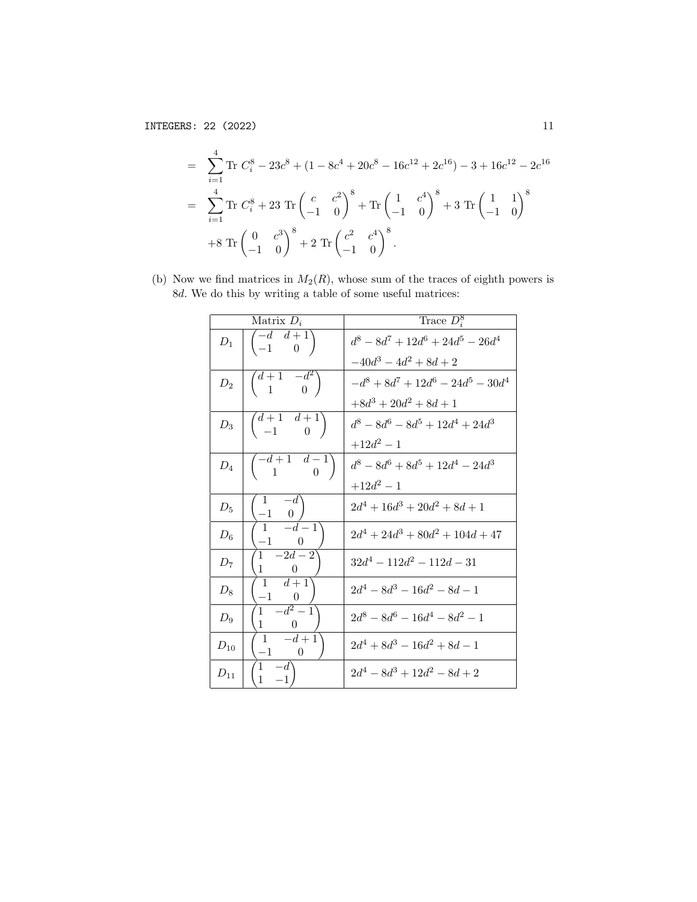$$
\begin{aligned}
&= \sum_{i=1}^{4} \text{Tr } C_i^8 - 23c^8 + (1 - 8c^4 + 20c^8 - 16c^{12} + 2c^{16}) - 3 + 16c^{12} - 2c^{16} \\
&= \sum_{i=1}^{4} \text{Tr } C_i^8 + 23 \text{ Tr} \begin{pmatrix} c & c^2 \\ -1 & 0 \end{pmatrix}^8 + \text{Tr} \begin{pmatrix} 1 & c^4 \\ -1 & 0 \end{pmatrix}^8 + 3 \text{ Tr} \begin{pmatrix} 1 & 1 \\ -1 & 0 \end{pmatrix}^8 \\
&\quad +8 \text{ Tr} \begin{pmatrix} 0 & c^3 \\ -1 & 0 \end{pmatrix}^8 + 2 \text{ Tr} \begin{pmatrix} c^2 & c^4 \\ -1 & 0 \end{pmatrix}^8.
\end{aligned}
$$

(b) Now we find matrices in $M_2(R)$, whose sum of the traces of eighth powers is $8d$. We do this by writing a table of some useful matrices:

| Matrix $D_i$ | | Trace $D_i^8$ |
|---|---|---|
| $D_1$ | $\begin{pmatrix} -d & d+1 \\ -1 & 0 \end{pmatrix}$ | $d^8 - 8d^7 + 12d^6 + 24d^5 - 26d^4$ $-40d^3 - 4d^2 + 8d + 2$ |
| $D_2$ | $\begin{pmatrix} d+1 & -d^2 \\ 1 & 0 \end{pmatrix}$ | $-d^8 + 8d^7 + 12d^6 - 24d^5 - 30d^4$ $+8d^3 + 20d^2 + 8d + 1$ |
| $D_3$ | $\begin{pmatrix} d+1 & d+1 \\ -1 & 0 \end{pmatrix}$ | $d^8 - 8d^6 - 8d^5 + 12d^4 + 24d^3$ $+12d^2 - 1$ |
| $D_4$ | $\begin{pmatrix} -d+1 & d-1 \\ 1 & 0 \end{pmatrix}$ | $d^8 - 8d^6 + 8d^5 + 12d^4 - 24d^3$ $+12d^2 - 1$ |
| $D_5$ | $\begin{pmatrix} 1 & -d \\ -1 & 0 \end{pmatrix}$ | $2d^4 + 16d^3 + 20d^2 + 8d + 1$ |
| $D_6$ | $\begin{pmatrix} 1 & -d-1 \\ -1 & 0 \end{pmatrix}$ | $2d^4 + 24d^3 + 80d^2 + 104d + 47$ |
| $D_7$ | $\begin{pmatrix} 1 & -2d-2 \\ 1 & 0 \end{pmatrix}$ | $32d^4 - 112d^2 - 112d - 31$ |
| $D_8$ | $\begin{pmatrix} 1 & d+1 \\ -1 & 0 \end{pmatrix}$ | $2d^4 - 8d^3 - 16d^2 - 8d - 1$ |
| $D_9$ | $\begin{pmatrix} 1 & -d^2-1 \\ 1 & 0 \end{pmatrix}$ | $2d^8 - 8d^6 - 16d^4 - 8d^2 - 1$ |
| $D_{10}$ | $\begin{pmatrix} 1 & -d+1 \\ -1 & 0 \end{pmatrix}$ | $2d^4 + 8d^3 - 16d^2 + 8d - 1$ |
| $D_{11}$ | $\begin{pmatrix} 1 & -d \\ 1 & -1 \end{pmatrix}$ | $2d^4 - 8d^3 + 12d^2 - 8d + 2$ |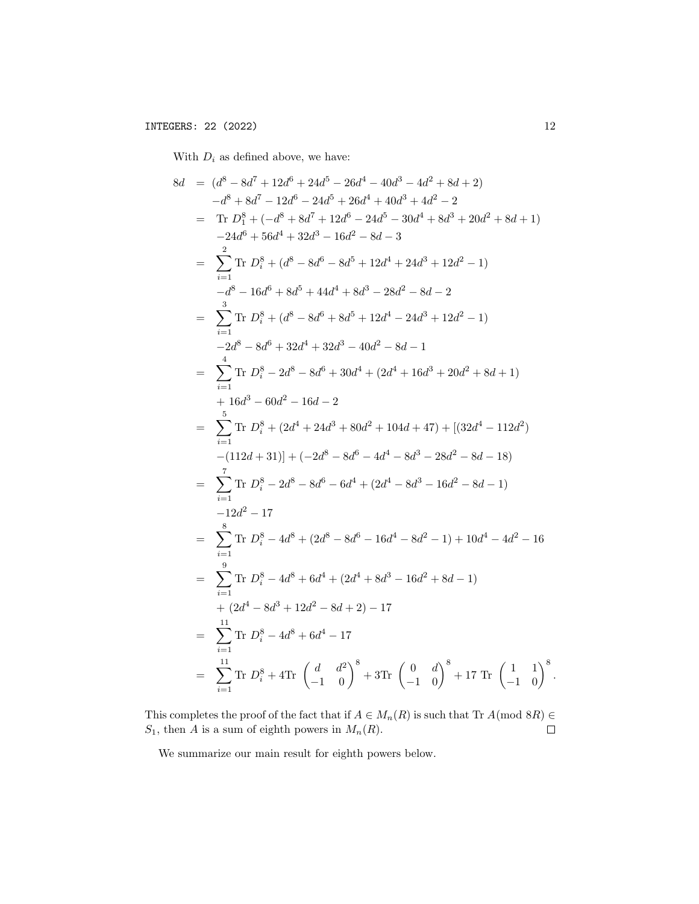With $D_i$ as defined above, we have:

$$
\begin{aligned}
8d &= (d^8 - 8d^7 + 12d^6 + 24d^5 - 26d^4 - 40d^3 - 4d^2 + 8d + 2) \\
&\quad -d^8 + 8d^7 - 12d^6 - 24d^5 + 26d^4 + 40d^3 + 4d^2 - 2 \\
&= \text{Tr } D_1^8 + (-d^8 + 8d^7 + 12d^6 - 24d^5 - 30d^4 + 8d^3 + 20d^2 + 8d + 1) \\
&\quad -24d^6 + 56d^4 + 32d^3 - 16d^2 - 8d - 3 \\
&= \sum_{i=1}^{2} \text{Tr } D_i^8 + (d^8 - 8d^6 - 8d^5 + 12d^4 + 24d^3 + 12d^2 - 1) \\
&\quad -d^8 - 16d^6 + 8d^5 + 44d^4 + 8d^3 - 28d^2 - 8d - 2 \\
&= \sum_{i=1}^{3} \text{Tr } D_i^8 + (d^8 - 8d^6 + 8d^5 + 12d^4 - 24d^3 + 12d^2 - 1) \\
&\quad -2d^8 - 8d^6 + 32d^4 + 32d^3 - 40d^2 - 8d - 1 \\
&= \sum_{i=1}^{4} \text{Tr } D_i^8 - 2d^8 - 8d^6 + 30d^4 + (2d^4 + 16d^3 + 20d^2 + 8d + 1) \\
&\quad + 16d^3 - 60d^2 - 16d - 2 \\
&= \sum_{i=1}^{5} \text{Tr } D_i^8 + (2d^4 + 24d^3 + 80d^2 + 104d + 47) + [(32d^4 - 112d^2) \\
&\quad -(112d + 31)] + (-2d^8 - 8d^6 - 4d^4 - 8d^3 - 28d^2 - 8d - 18) \\
&= \sum_{i=1}^{7} \text{Tr } D_i^8 - 2d^8 - 8d^6 - 6d^4 + (2d^4 - 8d^3 - 16d^2 - 8d - 1) \\
&\quad -12d^2 - 17 \\
&= \sum_{i=1}^{8} \text{Tr } D_i^8 - 4d^8 + (2d^8 - 8d^6 - 16d^4 - 8d^2 - 1) + 10d^4 - 4d^2 - 16 \\
&= \sum_{i=1}^{9} \text{Tr } D_i^8 - 4d^8 + 6d^4 + (2d^4 + 8d^3 - 16d^2 + 8d - 1) \\
&\quad + (2d^4 - 8d^3 + 12d^2 - 8d + 2) - 17 \\
&= \sum_{i=1}^{11} \text{Tr } D_i^8 - 4d^8 + 6d^4 - 17 \\
&= \sum_{i=1}^{11} \text{Tr } D_i^8 + 4\text{Tr } \begin{pmatrix} d & d^2 \\ -1 & 0 \end{pmatrix}^8 + 3\text{Tr } \begin{pmatrix} 0 & d \\ -1 & 0 \end{pmatrix}^8 + 17 \text{ Tr } \begin{pmatrix} 1 & 1 \\ -1 & 0 \end{pmatrix}^8.
\end{aligned}
$$

This completes the proof of the fact that if $A \in M_n(R)$ is such that Tr $A (\text{mod } 8R) \in S_1$, then $A$ is a sum of eighth powers in $M_n(R)$. $\square$

We summarize our main result for eighth powers below.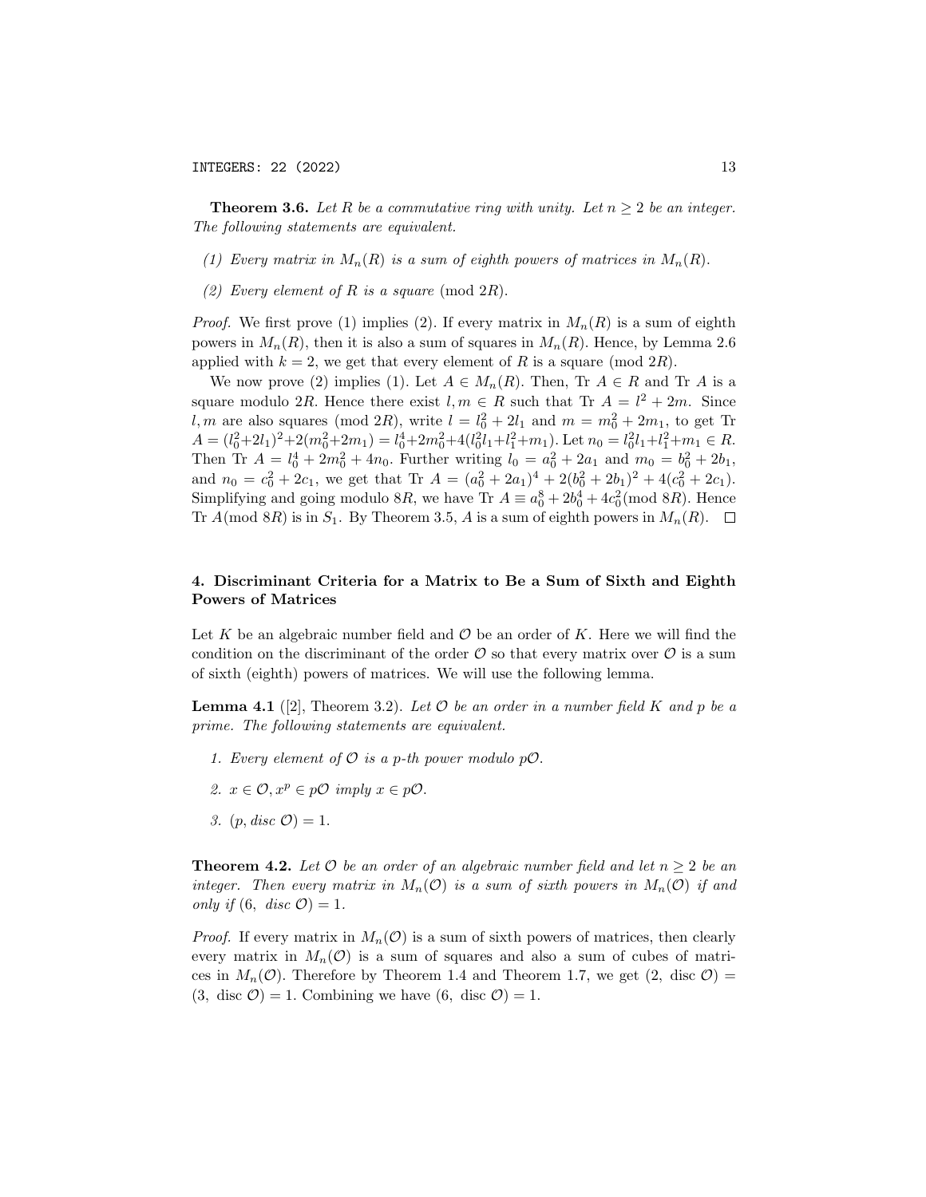**Theorem 3.6.** *Let $R$ be a commutative ring with unity. Let $n \geq 2$ be an integer. The following statements are equivalent.*

*(1) Every matrix in $M_n(R)$ is a sum of eighth powers of matrices in $M_n(R)$.*

*(2) Every element of $R$ is a square* (mod $2R$).

*Proof.* We first prove (1) implies (2). If every matrix in $M_n(R)$ is a sum of eighth powers in $M_n(R)$, then it is also a sum of squares in $M_n(R)$. Hence, by Lemma 2.6 applied with $k = 2$, we get that every element of $R$ is a square (mod $2R$).

We now prove (2) implies (1). Let $A \in M_n(R)$. Then, Tr $A \in R$ and Tr $A$ is a square modulo $2R$. Hence there exist $l, m \in R$ such that Tr $A = l^2 + 2m$. Since $l, m$ are also squares (mod $2R$), write $l = l_0^2 + 2l_1$ and $m = m_0^2 + 2m_1$, to get Tr $A = (l_0^2+2l_1)^2+2(m_0^2+2m_1) = l_0^4+2m_0^2+4(l_0^2l_1+l_1^2+m_1)$. Let $n_0 = l_0^2l_1+l_1^2+m_1 \in R$. Then Tr $A = l_0^4 + 2m_0^2 + 4n_0$. Further writing $l_0 = a_0^2 + 2a_1$ and $m_0 = b_0^2 + 2b_1$, and $n_0 = c_0^2 + 2c_1$, we get that Tr $A = (a_0^2 + 2a_1)^4 + 2(b_0^2 + 2b_1)^2 + 4(c_0^2 + 2c_1)$. Simplifying and going modulo $8R$, we have Tr $A \equiv a_0^8 + 2b_0^4 + 4c_0^2 (\text{mod } 8R)$. Hence Tr $A (\text{mod } 8R)$ is in $S_1$. By Theorem 3.5, $A$ is a sum of eighth powers in $M_n(R)$. $\square$

## 4. Discriminant Criteria for a Matrix to Be a Sum of Sixth and Eighth Powers of Matrices

Let $K$ be an algebraic number field and $\mathcal{O}$ be an order of $K$. Here we will find the condition on the discriminant of the order $\mathcal{O}$ so that every matrix over $\mathcal{O}$ is a sum of sixth (eighth) powers of matrices. We will use the following lemma.

**Lemma 4.1** ([2], Theorem 3.2). *Let $\mathcal{O}$ be an order in a number field $K$ and $p$ be a prime. The following statements are equivalent.*

1. *Every element of $\mathcal{O}$ is a $p$-th power modulo $p\mathcal{O}$.*
2. *$x \in \mathcal{O}, x^p \in p\mathcal{O}$ imply $x \in p\mathcal{O}$.*
3. *$(p, \text{disc } \mathcal{O}) = 1$.*

**Theorem 4.2.** *Let $\mathcal{O}$ be an order of an algebraic number field and let $n \geq 2$ be an integer. Then every matrix in $M_n(\mathcal{O})$ is a sum of sixth powers in $M_n(\mathcal{O})$ if and only if $(6, \text{ disc } \mathcal{O}) = 1$.*

*Proof.* If every matrix in $M_n(\mathcal{O})$ is a sum of sixth powers of matrices, then clearly every matrix in $M_n(\mathcal{O})$ is a sum of squares and also a sum of cubes of matrices in $M_n(\mathcal{O})$. Therefore by Theorem 1.4 and Theorem 1.7, we get $(2, \text{ disc } \mathcal{O}) = (3, \text{ disc } \mathcal{O}) = 1$. Combining we have $(6, \text{ disc } \mathcal{O}) = 1$.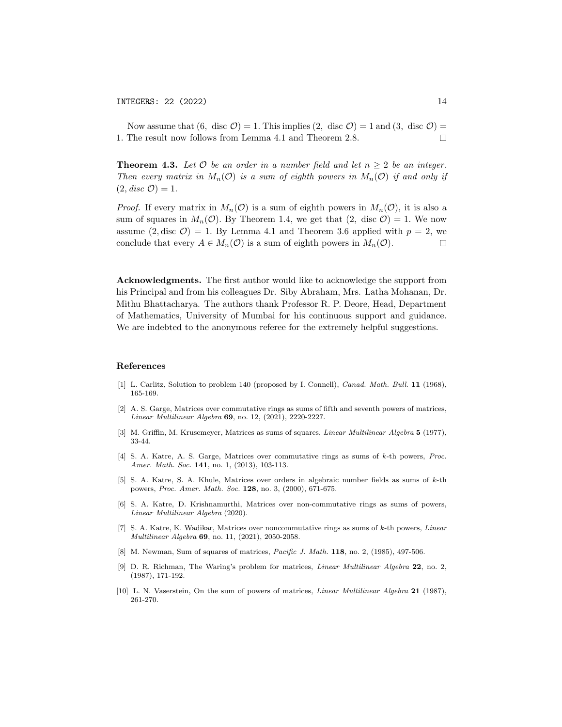Now assume that $(6, \text{ disc } \mathcal{O}) = 1$. This implies $(2, \text{ disc } \mathcal{O}) = 1$ and $(3, \text{ disc } \mathcal{O}) = 1$. The result now follows from Lemma 4.1 and Theorem 2.8. $\square$

**Theorem 4.3.** *Let $\mathcal{O}$ be an order in a number field and let $n \geq 2$ be an integer. Then every matrix in $M_n(\mathcal{O})$ is a sum of eighth powers in $M_n(\mathcal{O})$ if and only if $(2, disc\ \mathcal{O}) = 1$.*

*Proof.* If every matrix in $M_n(\mathcal{O})$ is a sum of eighth powers in $M_n(\mathcal{O})$, it is also a sum of squares in $M_n(\mathcal{O})$. By Theorem 1.4, we get that $(2, \text{ disc } \mathcal{O}) = 1$. We now assume $(2, \text{disc } \mathcal{O}) = 1$. By Lemma 4.1 and Theorem 3.6 applied with $p = 2$, we conclude that every $A \in M_n(\mathcal{O})$ is a sum of eighth powers in $M_n(\mathcal{O})$. $\square$

**Acknowledgments.** The first author would like to acknowledge the support from his Principal and from his colleagues Dr. Siby Abraham, Mrs. Latha Mohanan, Dr. Mithu Bhattacharya. The authors thank Professor R. P. Deore, Head, Department of Mathematics, University of Mumbai for his continuous support and guidance. We are indebted to the anonymous referee for the extremely helpful suggestions.

## References

[1] L. Carlitz, Solution to problem 140 (proposed by I. Connell), *Canad. Math. Bull.* **11** (1968), 165-169.

[2] A. S. Garge, Matrices over commutative rings as sums of fifth and seventh powers of matrices, *Linear Multilinear Algebra* **69**, no. 12, (2021), 2220-2227.

[3] M. Griffin, M. Krusemeyer, Matrices as sums of squares, *Linear Multilinear Algebra* **5** (1977), 33-44.

[4] S. A. Katre, A. S. Garge, Matrices over commutative rings as sums of $k$-th powers, *Proc. Amer. Math. Soc.* **141**, no. 1, (2013), 103-113.

[5] S. A. Katre, S. A. Khule, Matrices over orders in algebraic number fields as sums of $k$-th powers, *Proc. Amer. Math. Soc.* **128**, no. 3, (2000), 671-675.

[6] S. A. Katre, D. Krishnamurthi, Matrices over non-commutative rings as sums of powers, *Linear Multilinear Algebra* (2020).

[7] S. A. Katre, K. Wadikar, Matrices over noncommutative rings as sums of $k$-th powers, *Linear Multilinear Algebra* **69**, no. 11, (2021), 2050-2058.

[8] M. Newman, Sum of squares of matrices, *Pacific J. Math.* **118**, no. 2, (1985), 497-506.

[9] D. R. Richman, The Waring's problem for matrices, *Linear Multilinear Algebra* **22**, no. 2, (1987), 171-192.

[10] L. N. Vaserstein, On the sum of powers of matrices, *Linear Multilinear Algebra* **21** (1987), 261-270.